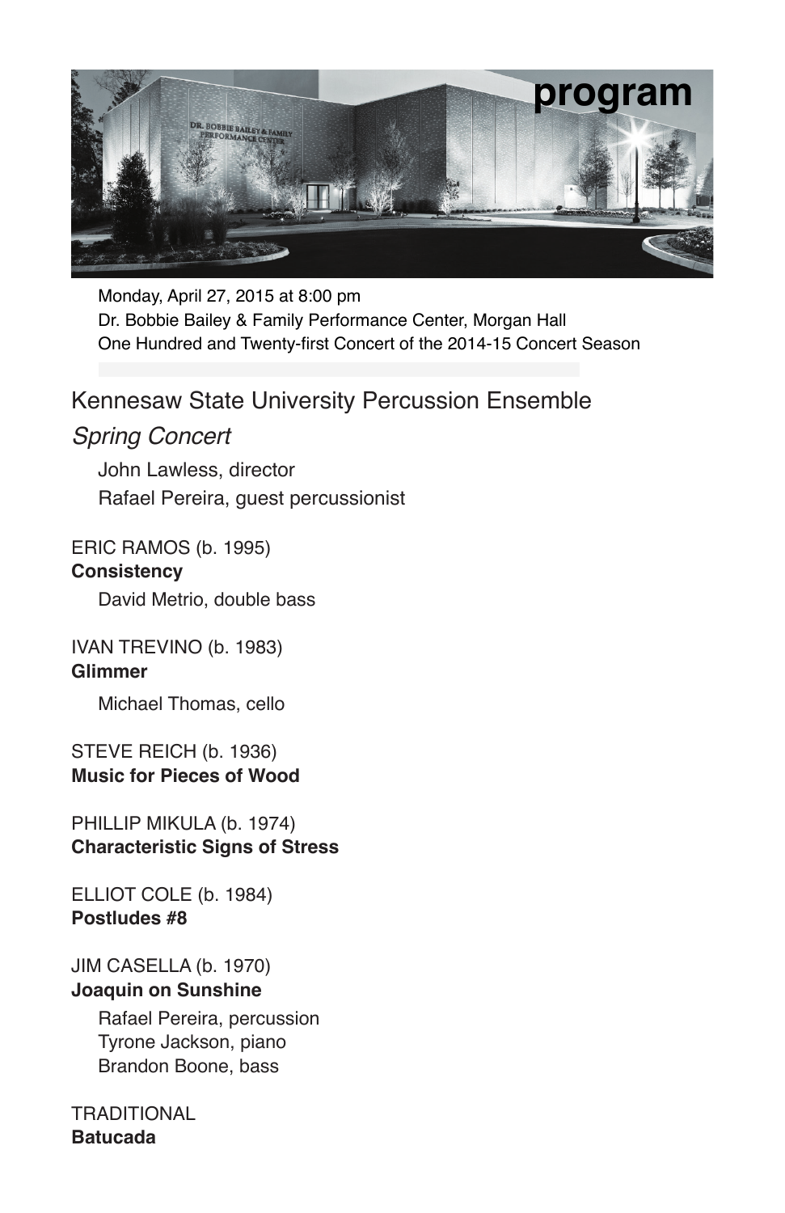# program

Monday, April 27, 2015 at 8:00 pm
Dr. Bobbie Bailey & Family Performance Center, Morgan Hall
One Hundred and Twenty-first Concert of the 2014-15 Concert Season

## Kennesaw State University Percussion Ensemble

*Spring Concert*

John Lawless, director
Rafael Pereira, guest percussionist

ERIC RAMOS (b. 1995)
**Consistency**

David Metrio, double bass

IVAN TREVINO (b. 1983)
**Glimmer**

Michael Thomas, cello

STEVE REICH (b. 1936)
**Music for Pieces of Wood**

PHILLIP MIKULA (b. 1974)
**Characteristic Signs of Stress**

ELLIOT COLE (b. 1984)
**Postludes #8**

JIM CASELLA (b. 1970)
**Joaquin on Sunshine**

Rafael Pereira, percussion
Tyrone Jackson, piano
Brandon Boone, bass

TRADITIONAL
**Batucada**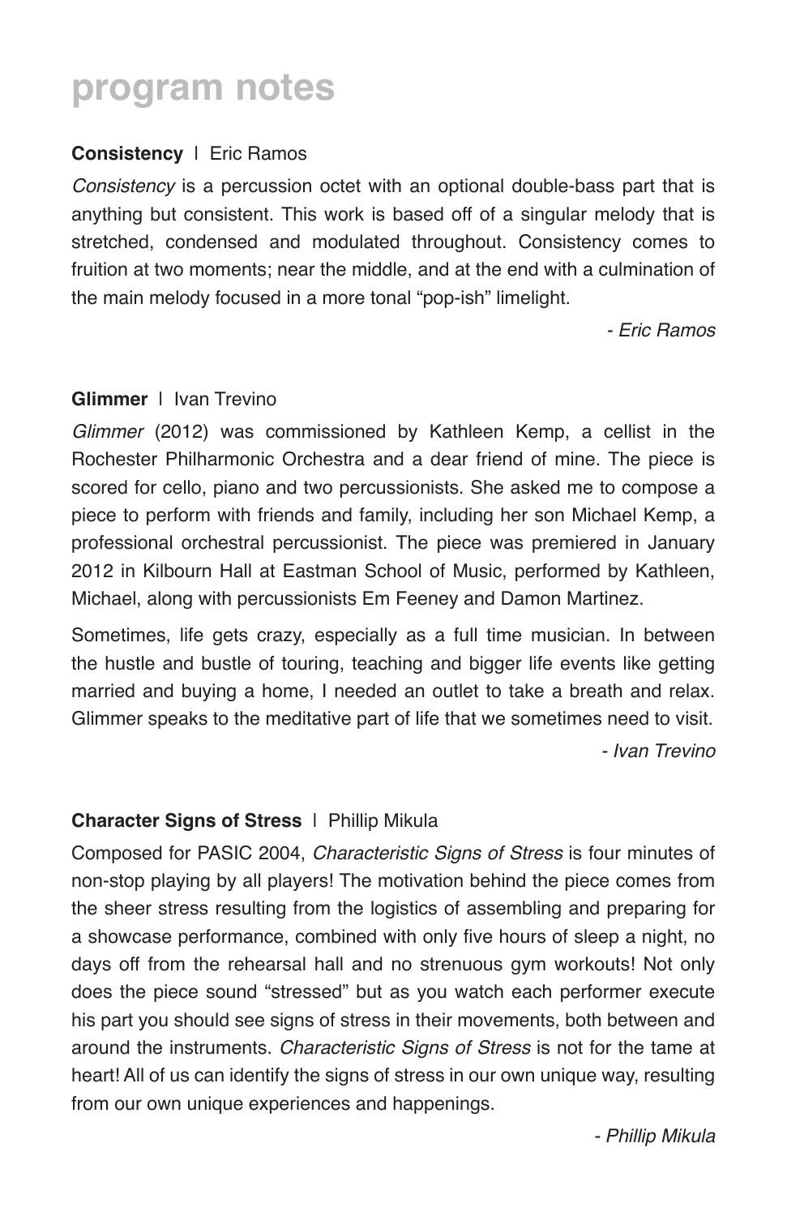# program notes

**Consistency** | Eric Ramos

*Consistency* is a percussion octet with an optional double-bass part that is anything but consistent. This work is based off of a singular melody that is stretched, condensed and modulated throughout. Consistency comes to fruition at two moments; near the middle, and at the end with a culmination of the main melody focused in a more tonal "pop-ish" limelight.

*- Eric Ramos*

**Glimmer** | Ivan Trevino

*Glimmer* (2012) was commissioned by Kathleen Kemp, a cellist in the Rochester Philharmonic Orchestra and a dear friend of mine. The piece is scored for cello, piano and two percussionists. She asked me to compose a piece to perform with friends and family, including her son Michael Kemp, a professional orchestral percussionist. The piece was premiered in January 2012 in Kilbourn Hall at Eastman School of Music, performed by Kathleen, Michael, along with percussionists Em Feeney and Damon Martinez.

Sometimes, life gets crazy, especially as a full time musician. In between the hustle and bustle of touring, teaching and bigger life events like getting married and buying a home, I needed an outlet to take a breath and relax. Glimmer speaks to the meditative part of life that we sometimes need to visit.

*- Ivan Trevino*

**Character Signs of Stress** | Phillip Mikula

Composed for PASIC 2004, *Characteristic Signs of Stress* is four minutes of non-stop playing by all players! The motivation behind the piece comes from the sheer stress resulting from the logistics of assembling and preparing for a showcase performance, combined with only five hours of sleep a night, no days off from the rehearsal hall and no strenuous gym workouts! Not only does the piece sound "stressed" but as you watch each performer execute his part you should see signs of stress in their movements, both between and around the instruments. *Characteristic Signs of Stress* is not for the tame at heart! All of us can identify the signs of stress in our own unique way, resulting from our own unique experiences and happenings.

*- Phillip Mikula*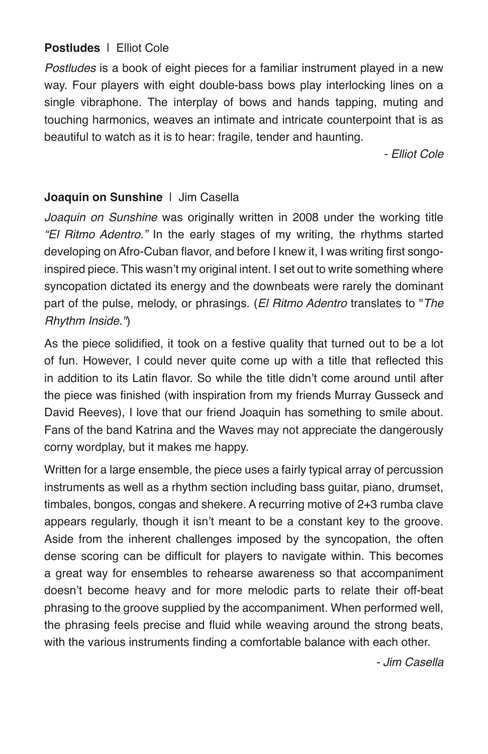**Postludes** | Elliot Cole

*Postludes* is a book of eight pieces for a familiar instrument played in a new way. Four players with eight double-bass bows play interlocking lines on a single vibraphone. The interplay of bows and hands tapping, muting and touching harmonics, weaves an intimate and intricate counterpoint that is as beautiful to watch as it is to hear: fragile, tender and haunting.

*- Elliot Cole*

**Joaquin on Sunshine** | Jim Casella

*Joaquin on Sunshine* was originally written in 2008 under the working title *"El Ritmo Adentro."* In the early stages of my writing, the rhythms started developing on Afro-Cuban flavor, and before I knew it, I was writing first songo-inspired piece. This wasn't my original intent. I set out to write something where syncopation dictated its energy and the downbeats were rarely the dominant part of the pulse, melody, or phrasings. (*El Ritmo Adentro* translates to "*The Rhythm Inside."*)

As the piece solidified, it took on a festive quality that turned out to be a lot of fun. However, I could never quite come up with a title that reflected this in addition to its Latin flavor. So while the title didn't come around until after the piece was finished (with inspiration from my friends Murray Gusseck and David Reeves), I love that our friend Joaquin has something to smile about. Fans of the band Katrina and the Waves may not appreciate the dangerously corny wordplay, but it makes me happy.

Written for a large ensemble, the piece uses a fairly typical array of percussion instruments as well as a rhythm section including bass guitar, piano, drumset, timbales, bongos, congas and shekere. A recurring motive of 2+3 rumba clave appears regularly, though it isn't meant to be a constant key to the groove. Aside from the inherent challenges imposed by the syncopation, the often dense scoring can be difficult for players to navigate within. This becomes a great way for ensembles to rehearse awareness so that accompaniment doesn't become heavy and for more melodic parts to relate their off-beat phrasing to the groove supplied by the accompaniment. When performed well, the phrasing feels precise and fluid while weaving around the strong beats, with the various instruments finding a comfortable balance with each other.

*- Jim Casella*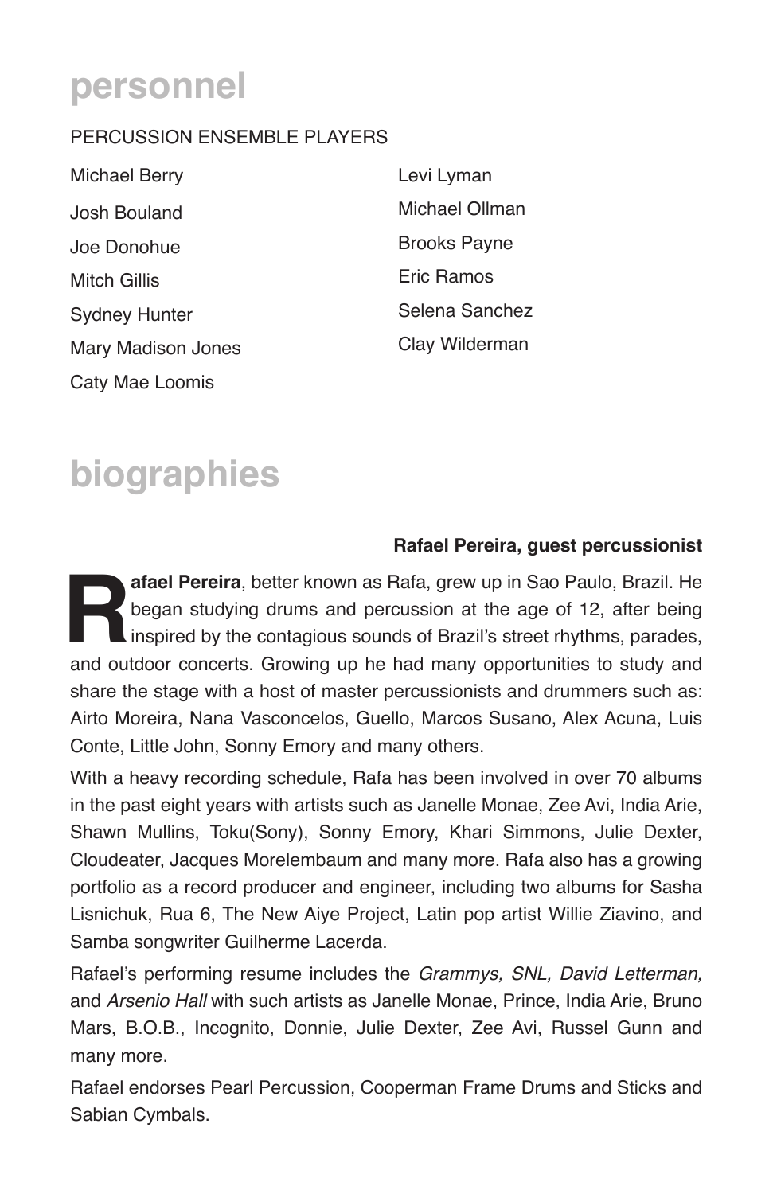# personnel

PERCUSSION ENSEMBLE PLAYERS

Michael Berry
Josh Bouland
Joe Donohue
Mitch Gillis
Sydney Hunter
Mary Madison Jones
Caty Mae Loomis
Levi Lyman
Michael Ollman
Brooks Payne
Eric Ramos
Selena Sanchez
Clay Wilderman

# biographies

**Rafael Pereira, guest percussionist**

**Rafael Pereira**, better known as Rafa, grew up in Sao Paulo, Brazil. He began studying drums and percussion at the age of 12, after being inspired by the contagious sounds of Brazil's street rhythms, parades, and outdoor concerts. Growing up he had many opportunities to study and share the stage with a host of master percussionists and drummers such as: Airto Moreira, Nana Vasconcelos, Guello, Marcos Susano, Alex Acuna, Luis Conte, Little John, Sonny Emory and many others.

With a heavy recording schedule, Rafa has been involved in over 70 albums in the past eight years with artists such as Janelle Monae, Zee Avi, India Arie, Shawn Mullins, Toku(Sony), Sonny Emory, Khari Simmons, Julie Dexter, Cloudeater, Jacques Morelembaum and many more. Rafa also has a growing portfolio as a record producer and engineer, including two albums for Sasha Lisnichuk, Rua 6, The New Aiye Project, Latin pop artist Willie Ziavino, and Samba songwriter Guilherme Lacerda.

Rafael's performing resume includes the *Grammys, SNL, David Letterman,* and *Arsenio Hall* with such artists as Janelle Monae, Prince, India Arie, Bruno Mars, B.O.B., Incognito, Donnie, Julie Dexter, Zee Avi, Russel Gunn and many more.

Rafael endorses Pearl Percussion, Cooperman Frame Drums and Sticks and Sabian Cymbals.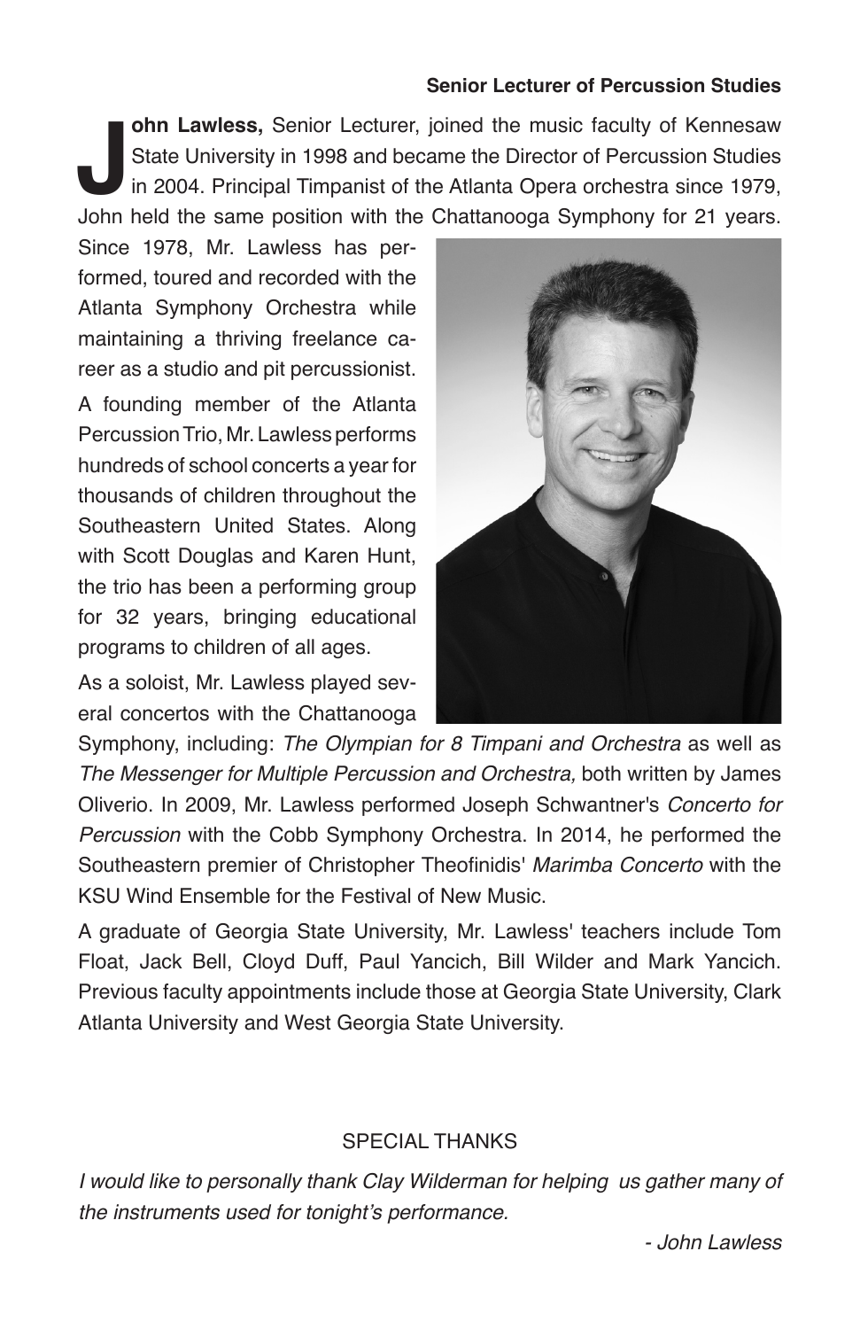**Senior Lecturer of Percussion Studies**

**John Lawless,** Senior Lecturer, joined the music faculty of Kennesaw State University in 1998 and became the Director of Percussion Studies in 2004. Principal Timpanist of the Atlanta Opera orchestra since 1979, John held the same position with the Chattanooga Symphony for 21 years. Since 1978, Mr. Lawless has performed, toured and recorded with the Atlanta Symphony Orchestra while maintaining a thriving freelance career as a studio and pit percussionist.

A founding member of the Atlanta Percussion Trio, Mr. Lawless performs hundreds of school concerts a year for thousands of children throughout the Southeastern United States. Along with Scott Douglas and Karen Hunt, the trio has been a performing group for 32 years, bringing educational programs to children of all ages.

As a soloist, Mr. Lawless played several concertos with the Chattanooga Symphony, including: *The Olympian for 8 Timpani and Orchestra* as well as *The Messenger for Multiple Percussion and Orchestra,* both written by James Oliverio. In 2009, Mr. Lawless performed Joseph Schwantner's *Concerto for Percussion* with the Cobb Symphony Orchestra. In 2014, he performed the Southeastern premier of Christopher Theofinidis' *Marimba Concerto* with the KSU Wind Ensemble for the Festival of New Music.

A graduate of Georgia State University, Mr. Lawless' teachers include Tom Float, Jack Bell, Cloyd Duff, Paul Yancich, Bill Wilder and Mark Yancich. Previous faculty appointments include those at Georgia State University, Clark Atlanta University and West Georgia State University.

SPECIAL THANKS

*I would like to personally thank Clay Wilderman for helping us gather many of the instruments used for tonight's performance.*

*- John Lawless*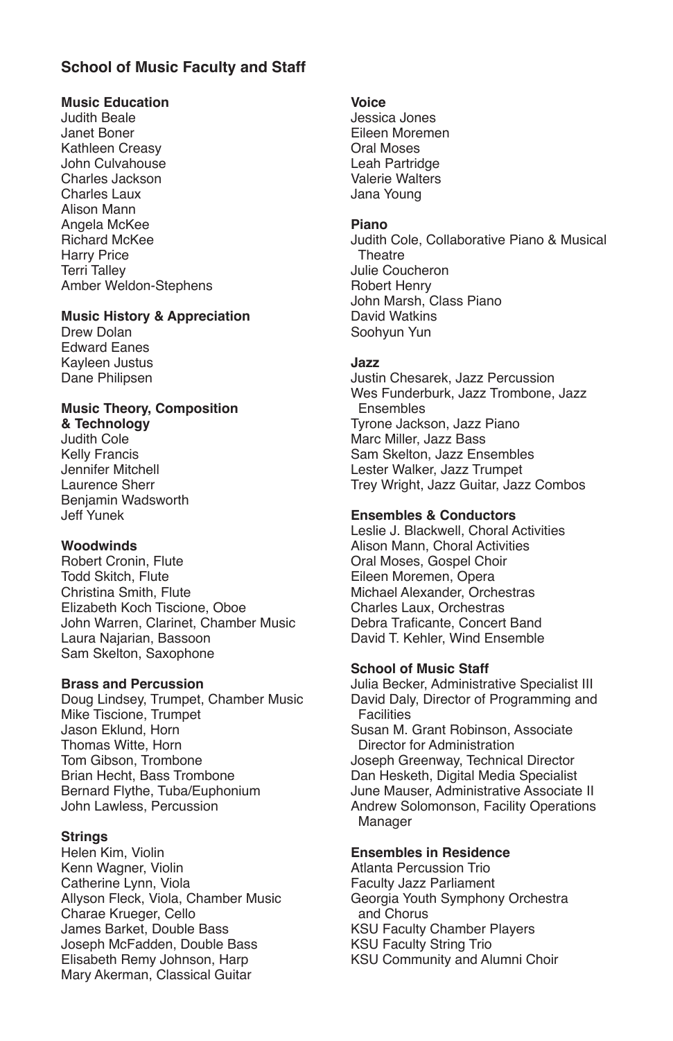## School of Music Faculty and Staff

### Music Education

Judith Beale
Janet Boner
Kathleen Creasy
John Culvahouse
Charles Jackson
Charles Laux
Alison Mann
Angela McKee
Richard McKee
Harry Price
Terri Talley
Amber Weldon-Stephens

### Music History & Appreciation

Drew Dolan
Edward Eanes
Kayleen Justus
Dane Philipsen

### Music Theory, Composition & Technology

Judith Cole
Kelly Francis
Jennifer Mitchell
Laurence Sherr
Benjamin Wadsworth
Jeff Yunek

### Woodwinds

Robert Cronin, Flute
Todd Skitch, Flute
Christina Smith, Flute
Elizabeth Koch Tiscione, Oboe
John Warren, Clarinet, Chamber Music
Laura Najarian, Bassoon
Sam Skelton, Saxophone

### Brass and Percussion

Doug Lindsey, Trumpet, Chamber Music
Mike Tiscione, Trumpet
Jason Eklund, Horn
Thomas Witte, Horn
Tom Gibson, Trombone
Brian Hecht, Bass Trombone
Bernard Flythe, Tuba/Euphonium
John Lawless, Percussion

### Strings

Helen Kim, Violin
Kenn Wagner, Violin
Catherine Lynn, Viola
Allyson Fleck, Viola, Chamber Music
Charae Krueger, Cello
James Barket, Double Bass
Joseph McFadden, Double Bass
Elisabeth Remy Johnson, Harp
Mary Akerman, Classical Guitar

### Voice

Jessica Jones
Eileen Moremen
Oral Moses
Leah Partridge
Valerie Walters
Jana Young

### Piano

Judith Cole, Collaborative Piano & Musical Theatre
Julie Coucheron
Robert Henry
John Marsh, Class Piano
David Watkins
Soohyun Yun

### Jazz

Justin Chesarek, Jazz Percussion
Wes Funderburk, Jazz Trombone, Jazz Ensembles
Tyrone Jackson, Jazz Piano
Marc Miller, Jazz Bass
Sam Skelton, Jazz Ensembles
Lester Walker, Jazz Trumpet
Trey Wright, Jazz Guitar, Jazz Combos

### Ensembles & Conductors

Leslie J. Blackwell, Choral Activities
Alison Mann, Choral Activities
Oral Moses, Gospel Choir
Eileen Moremen, Opera
Michael Alexander, Orchestras
Charles Laux, Orchestras
Debra Traficante, Concert Band
David T. Kehler, Wind Ensemble

### School of Music Staff

Julia Becker, Administrative Specialist III
David Daly, Director of Programming and Facilities
Susan M. Grant Robinson, Associate Director for Administration
Joseph Greenway, Technical Director
Dan Hesketh, Digital Media Specialist
June Mauser, Administrative Associate II
Andrew Solomonson, Facility Operations Manager

### Ensembles in Residence

Atlanta Percussion Trio
Faculty Jazz Parliament
Georgia Youth Symphony Orchestra and Chorus
KSU Faculty Chamber Players
KSU Faculty String Trio
KSU Community and Alumni Choir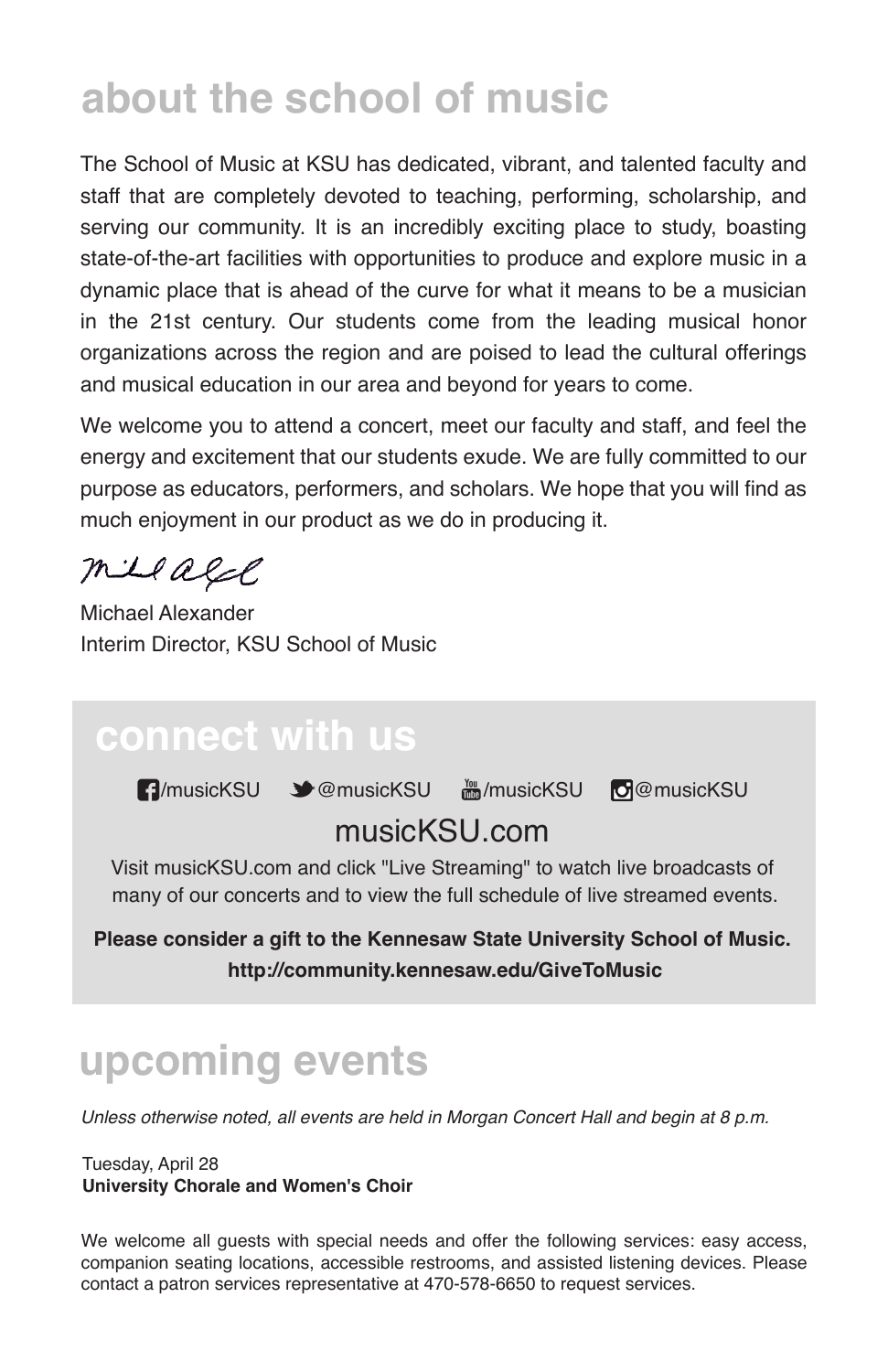# about the school of music

The School of Music at KSU has dedicated, vibrant, and talented faculty and staff that are completely devoted to teaching, performing, scholarship, and serving our community. It is an incredibly exciting place to study, boasting state-of-the-art facilities with opportunities to produce and explore music in a dynamic place that is ahead of the curve for what it means to be a musician in the 21st century. Our students come from the leading musical honor organizations across the region and are poised to lead the cultural offerings and musical education in our area and beyond for years to come.

We welcome you to attend a concert, meet our faculty and staff, and feel the energy and excitement that our students exude. We are fully committed to our purpose as educators, performers, and scholars. We hope that you will find as much enjoyment in our product as we do in producing it.

Michael Alexander
Interim Director, KSU School of Music

# connect with us

/musicKSU @musicKSU /musicKSU @musicKSU

musicKSU.com

Visit musicKSU.com and click "Live Streaming" to watch live broadcasts of many of our concerts and to view the full schedule of live streamed events.

**Please consider a gift to the Kennesaw State University School of Music.**
**http://community.kennesaw.edu/GiveToMusic**

# upcoming events

*Unless otherwise noted, all events are held in Morgan Concert Hall and begin at 8 p.m.*

Tuesday, April 28
**University Chorale and Women's Choir**

We welcome all guests with special needs and offer the following services: easy access, companion seating locations, accessible restrooms, and assisted listening devices. Please contact a patron services representative at 470-578-6650 to request services.